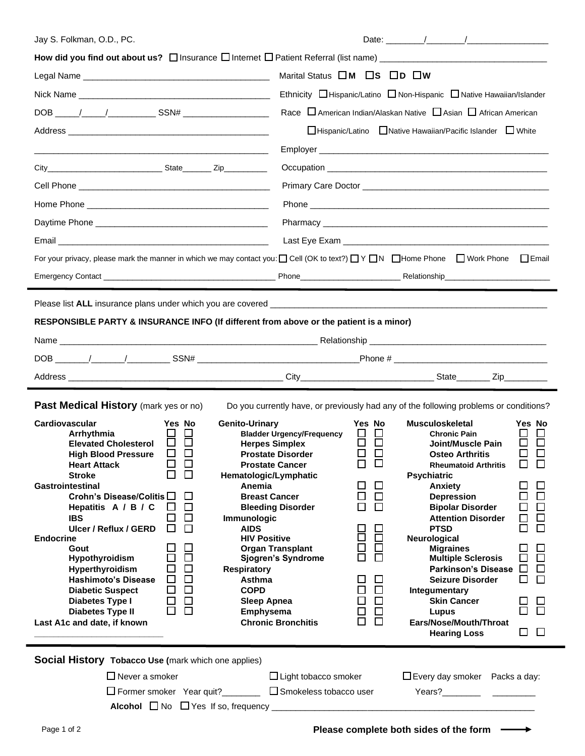Jay S. Folkman, O.D., PC.

Date: ________/________/_________________

**How did you find out about us?** ☐ Insurance ☐ Internet ☐ Patient Referral (list name) ___________________________________

Legal Name _______________________________________

Marital Status ☐ **M** ☐ **S** ☐ **D** ☐ **W**

Nick Name ________________________________________

Ethnicity ☐ Hispanic/Latino ☐ Non-Hispanic ☐ Native Hawaiian/Islander

DOB _____/_____/__________ SSN# __________________

Race ☐ American Indian/Alaskan Native ☐ Asian ☐ African American ☐ Hispanic/Latino ☐ Native Hawaiian/Pacific Islander ☐ White

Address ___________________________________________

_________________________________________________

Employer _______________________________________________

City__________________________ State_______ Zip__________

Occupation _____________________________________________

Cell Phone _______________________________________

Primary Care Doctor ______________________________________

Home Phone ______________________________________

Phone __________________________________________________

Daytime Phone ____________________________________

Pharmacy _______________________________________________

Email ____________________________________________

Last Eye Exam ___________________________________________

For your privacy, please mark the manner in which we may contact you: ☐ Cell (OK to text?) ☐ Y ☐ N ☐ Home Phone ☐ Work Phone ☐ Email

Emergency Contact ________________________________________ Phone_______________________ Relationship________________________

---

Please list **ALL** insurance plans under which you are covered ____________________________________________________________

**RESPONSIBLE PARTY & INSURANCE INFO (If different from above or the patient is a minor)**

Name _________________________________________________________ Relationship _____________________________________

DOB _______/_______/_________ SSN# __________________________________Phone # ________________________________

Address ______________________________________________ City____________________________ State_______ Zip_________

---

## Past Medical History (mark yes or no)

Do you currently have, or previously had any of the following problems or conditions?

| Condition | Yes | No |
|---|---|---|
| **Cardiovascular** | | |
| Arrhythmia | ☐ | ☐ |
| Elevated Cholesterol | ☐ | ☐ |
| High Blood Pressure | ☐ | ☐ |
| Heart Attack | ☐ | ☐ |
| Stroke | ☐ | ☐ |
| **Gastrointestinal** | | |
| Crohn's Disease/Colitis | ☐ | ☐ |
| Hepatitis A / B / C | ☐ | ☐ |
| IBS | ☐ | ☐ |
| Ulcer / Reflux / GERD | ☐ | ☐ |
| **Endocrine** | | |
| Gout | ☐ | ☐ |
| Hypothyroidism | ☐ | ☐ |
| Hyperthyroidism | ☐ | ☐ |
| Hashimoto's Disease | ☐ | ☐ |
| Diabetic Suspect | ☐ | ☐ |
| Diabetes Type I | ☐ | ☐ |
| Diabetes Type II | ☐ | ☐ |
| **Genito-Urinary** | | |
| Bladder Urgency/Frequency | ☐ | ☐ |
| Herpes Simplex | ☐ | ☐ |
| Prostate Disorder | ☐ | ☐ |
| Prostate Cancer | ☐ | ☐ |
| **Hematologic/Lymphatic** | | |
| Anemia | ☐ | ☐ |
| Breast Cancer | ☐ | ☐ |
| Bleeding Disorder | ☐ | ☐ |
| **Immunologic** | | |
| AIDS | ☐ | ☐ |
| HIV Positive | ☐ | ☐ |
| Organ Transplant | ☐ | ☐ |
| Sjogren's Syndrome | ☐ | ☐ |
| **Respiratory** | | |
| Asthma | ☐ | ☐ |
| COPD | ☐ | ☐ |
| Sleep Apnea | ☐ | ☐ |
| Emphysema | ☐ | ☐ |
| Chronic Bronchitis | ☐ | ☐ |
| **Musculoskeletal** | | |
| Chronic Pain | ☐ | ☐ |
| Joint/Muscle Pain | ☐ | ☐ |
| Osteo Arthritis | ☐ | ☐ |
| Rheumatoid Arthritis | ☐ | ☐ |
| **Psychiatric** | | |
| Anxiety | ☐ | ☐ |
| Depression | ☐ | ☐ |
| Bipolar Disorder | ☐ | ☐ |
| Attention Disorder | ☐ | ☐ |
| PTSD | ☐ | ☐ |
| **Neurological** | | |
| Migraines | ☐ | ☐ |
| Multiple Sclerosis | ☐ | ☐ |
| Parkinson's Disease | ☐ | ☐ |
| Seizure Disorder | ☐ | ☐ |
| **Integumentary** | | |
| Skin Cancer | ☐ | ☐ |
| Lupus | ☐ | ☐ |
| **Ears/Nose/Mouth/Throat** | | |
| Hearing Loss | ☐ | ☐ |

**Last A1c and date, if known**

___________________________

---

## Social History **Tobacco Use (**mark which one applies)

☐ Never a smoker ☐ Light tobacco smoker ☐ Every day smoker Packs a day: _________

☐ Former smoker Year quit?________ ☐ Smokeless tobacco user Years?________

**Alcohol** ☐ No ☐ Yes If so, frequency _______________________________________________________

**Please complete both sides of the form** ⟶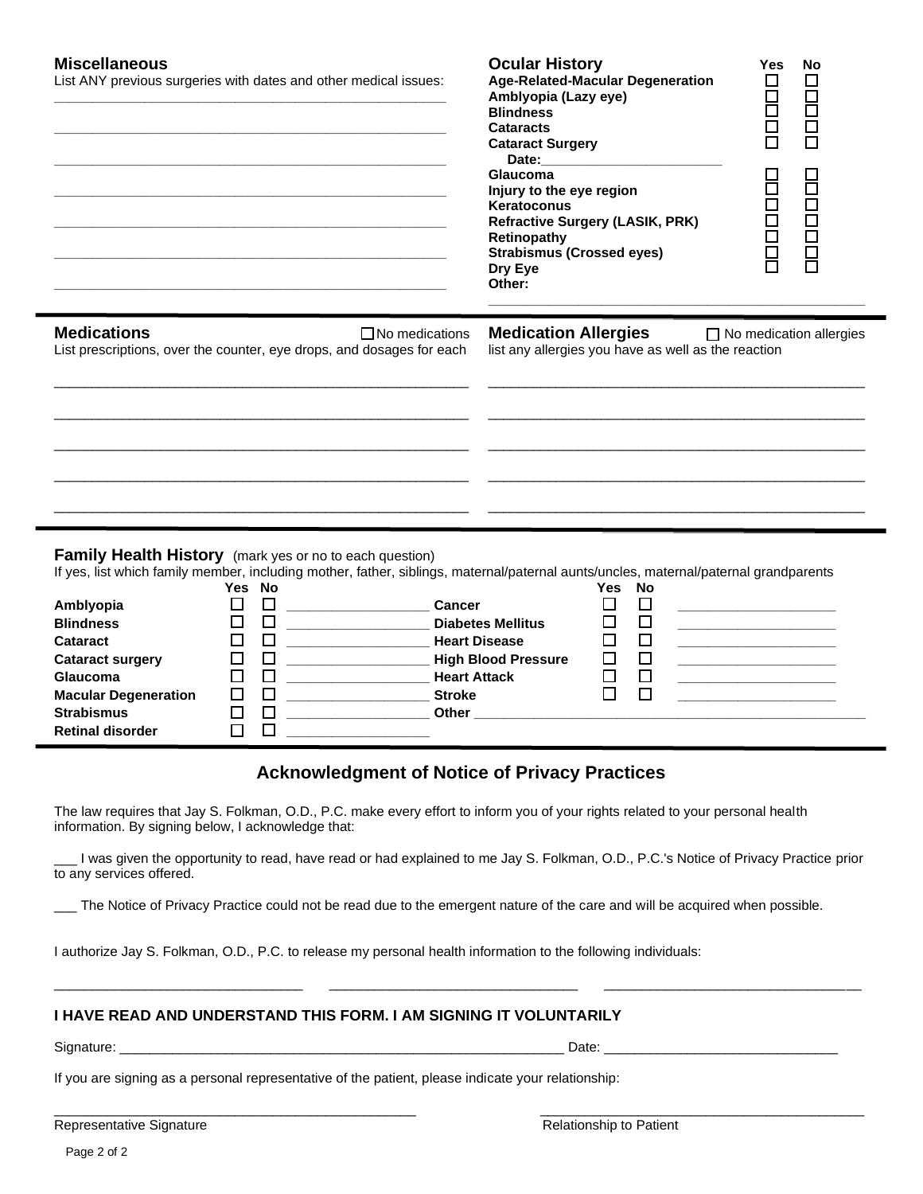## Miscellaneous

List ANY previous surgeries with dates and other medical issues:

\_\_\_\_\_\_\_\_\_\_\_\_\_\_\_\_\_\_\_\_\_\_\_\_\_\_\_\_\_\_\_\_\_\_\_\_\_\_\_\_\_\_\_\_\_\_\_\_

\_\_\_\_\_\_\_\_\_\_\_\_\_\_\_\_\_\_\_\_\_\_\_\_\_\_\_\_\_\_\_\_\_\_\_\_\_\_\_\_\_\_\_\_\_\_\_\_

\_\_\_\_\_\_\_\_\_\_\_\_\_\_\_\_\_\_\_\_\_\_\_\_\_\_\_\_\_\_\_\_\_\_\_\_\_\_\_\_\_\_\_\_\_\_\_\_

\_\_\_\_\_\_\_\_\_\_\_\_\_\_\_\_\_\_\_\_\_\_\_\_\_\_\_\_\_\_\_\_\_\_\_\_\_\_\_\_\_\_\_\_\_\_\_\_

\_\_\_\_\_\_\_\_\_\_\_\_\_\_\_\_\_\_\_\_\_\_\_\_\_\_\_\_\_\_\_\_\_\_\_\_\_\_\_\_\_\_\_\_\_\_\_\_

\_\_\_\_\_\_\_\_\_\_\_\_\_\_\_\_\_\_\_\_\_\_\_\_\_\_\_\_\_\_\_\_\_\_\_\_\_\_\_\_\_\_\_\_\_\_\_\_

\_\_\_\_\_\_\_\_\_\_\_\_\_\_\_\_\_\_\_\_\_\_\_\_\_\_\_\_\_\_\_\_\_\_\_\_\_\_\_\_\_\_\_\_\_\_\_\_

## Ocular History

| Ocular History | Yes | No |
|---|---|---|
| **Age-Related-Macular Degeneration** | ☐ | ☐ |
| **Amblyopia (Lazy eye)** | ☐ | ☐ |
| **Blindness** | ☐ | ☐ |
| **Cataracts** | ☐ | ☐ |
| **Cataract Surgery** Date:\_\_\_\_\_\_\_\_\_\_\_\_\_\_\_\_\_\_\_\_\_\_\_\_ | ☐ | ☐ |
| **Glaucoma** | ☐ | ☐ |
| **Injury to the eye region** | ☐ | ☐ |
| **Keratoconus** | ☐ | ☐ |
| **Refractive Surgery (LASIK, PRK)** | ☐ | ☐ |
| **Retinopathy** | ☐ | ☐ |
| **Strabismus (Crossed eyes)** | ☐ | ☐ |
| **Dry Eye** | ☐ | ☐ |
| **Other:** \_\_\_\_\_\_\_\_\_\_\_\_\_\_\_\_\_\_\_\_\_\_\_\_\_\_\_\_\_\_\_\_\_\_\_\_\_\_\_\_\_\_\_\_ | | |

## Medications

☐ No medications

List prescriptions, over the counter, eye drops, and dosages for each

\_\_\_\_\_\_\_\_\_\_\_\_\_\_\_\_\_\_\_\_\_\_\_\_\_\_\_\_\_\_\_\_\_\_\_\_\_\_\_\_\_\_\_\_\_\_\_\_\_\_\_\_

\_\_\_\_\_\_\_\_\_\_\_\_\_\_\_\_\_\_\_\_\_\_\_\_\_\_\_\_\_\_\_\_\_\_\_\_\_\_\_\_\_\_\_\_\_\_\_\_\_\_\_\_

\_\_\_\_\_\_\_\_\_\_\_\_\_\_\_\_\_\_\_\_\_\_\_\_\_\_\_\_\_\_\_\_\_\_\_\_\_\_\_\_\_\_\_\_\_\_\_\_\_\_\_\_

\_\_\_\_\_\_\_\_\_\_\_\_\_\_\_\_\_\_\_\_\_\_\_\_\_\_\_\_\_\_\_\_\_\_\_\_\_\_\_\_\_\_\_\_\_\_\_\_\_\_\_\_

\_\_\_\_\_\_\_\_\_\_\_\_\_\_\_\_\_\_\_\_\_\_\_\_\_\_\_\_\_\_\_\_\_\_\_\_\_\_\_\_\_\_\_\_\_\_\_\_\_\_\_\_

## Medication Allergies

☐ No medication allergies

list any allergies you have as well as the reaction

\_\_\_\_\_\_\_\_\_\_\_\_\_\_\_\_\_\_\_\_\_\_\_\_\_\_\_\_\_\_\_\_\_\_\_\_\_\_\_\_\_\_\_\_\_\_\_\_

\_\_\_\_\_\_\_\_\_\_\_\_\_\_\_\_\_\_\_\_\_\_\_\_\_\_\_\_\_\_\_\_\_\_\_\_\_\_\_\_\_\_\_\_\_\_\_\_

\_\_\_\_\_\_\_\_\_\_\_\_\_\_\_\_\_\_\_\_\_\_\_\_\_\_\_\_\_\_\_\_\_\_\_\_\_\_\_\_\_\_\_\_\_\_\_\_

\_\_\_\_\_\_\_\_\_\_\_\_\_\_\_\_\_\_\_\_\_\_\_\_\_\_\_\_\_\_\_\_\_\_\_\_\_\_\_\_\_\_\_\_\_\_\_\_

\_\_\_\_\_\_\_\_\_\_\_\_\_\_\_\_\_\_\_\_\_\_\_\_\_\_\_\_\_\_\_\_\_\_\_\_\_\_\_\_\_\_\_\_\_\_\_\_

## Family Health History (mark yes or no to each question)

If yes, list which family member, including mother, father, siblings, maternal/paternal aunts/uncles, maternal/paternal grandparents

| | Yes | No | | | Yes | No | |
|---|---|---|---|---|---|---|---|
| **Amblyopia** | ☐ | ☐ | \_\_\_\_\_\_\_\_\_\_\_\_\_\_\_\_ | **Cancer** | ☐ | ☐ | \_\_\_\_\_\_\_\_\_\_\_\_\_\_\_\_ |
| **Blindness** | ☐ | ☐ | \_\_\_\_\_\_\_\_\_\_\_\_\_\_\_\_ | **Diabetes Mellitus** | ☐ | ☐ | \_\_\_\_\_\_\_\_\_\_\_\_\_\_\_\_ |
| **Cataract** | ☐ | ☐ | \_\_\_\_\_\_\_\_\_\_\_\_\_\_\_\_ | **Heart Disease** | ☐ | ☐ | \_\_\_\_\_\_\_\_\_\_\_\_\_\_\_\_ |
| **Cataract surgery** | ☐ | ☐ | \_\_\_\_\_\_\_\_\_\_\_\_\_\_\_\_ | **High Blood Pressure** | ☐ | ☐ | \_\_\_\_\_\_\_\_\_\_\_\_\_\_\_\_ |
| **Glaucoma** | ☐ | ☐ | \_\_\_\_\_\_\_\_\_\_\_\_\_\_\_\_ | **Heart Attack** | ☐ | ☐ | \_\_\_\_\_\_\_\_\_\_\_\_\_\_\_\_ |
| **Macular Degeneration** | ☐ | ☐ | \_\_\_\_\_\_\_\_\_\_\_\_\_\_\_\_ | **Stroke** | ☐ | ☐ | \_\_\_\_\_\_\_\_\_\_\_\_\_\_\_\_ |
| **Strabismus** | ☐ | ☐ | \_\_\_\_\_\_\_\_\_\_\_\_\_\_\_\_ | **Other** \_\_\_\_\_\_\_\_\_\_\_\_\_\_\_\_\_\_\_\_\_\_\_\_\_\_\_\_\_\_\_\_ | | | |
| **Retinal disorder** | ☐ | ☐ | \_\_\_\_\_\_\_\_\_\_\_\_\_\_\_\_ | | | | |

## Acknowledgment of Notice of Privacy Practices

The law requires that Jay S. Folkman, O.D., P.C. make every effort to inform you of your rights related to your personal health information. By signing below, I acknowledge that:

\_\_\_ I was given the opportunity to read, have read or had explained to me Jay S. Folkman, O.D., P.C.'s Notice of Privacy Practice prior to any services offered.

\_\_\_ The Notice of Privacy Practice could not be read due to the emergent nature of the care and will be acquired when possible.

I authorize Jay S. Folkman, O.D., P.C. to release my personal health information to the following individuals:

\_\_\_\_\_\_\_\_\_\_\_\_\_\_\_\_\_\_\_\_\_\_\_\_\_\_\_\_ \_\_\_\_\_\_\_\_\_\_\_\_\_\_\_\_\_\_\_\_\_\_\_\_\_\_\_\_ \_\_\_\_\_\_\_\_\_\_\_\_\_\_\_\_\_\_\_\_\_\_\_\_\_\_\_\_

**I HAVE READ AND UNDERSTAND THIS FORM. I AM SIGNING IT VOLUNTARILY**

Signature: \_\_\_\_\_\_\_\_\_\_\_\_\_\_\_\_\_\_\_\_\_\_\_\_\_\_\_\_\_\_\_\_\_\_\_\_\_\_\_\_\_\_\_\_\_\_\_\_\_\_\_\_ Date: \_\_\_\_\_\_\_\_\_\_\_\_\_\_\_\_\_\_\_\_\_\_\_\_\_\_\_\_

If you are signing as a personal representative of the patient, please indicate your relationship:

\_\_\_\_\_\_\_\_\_\_\_\_\_\_\_\_\_\_\_\_\_\_\_\_\_\_\_\_\_\_\_\_\_\_\_\_\_\_\_\_\_\_ \_\_\_\_\_\_\_\_\_\_\_\_\_\_\_\_\_\_\_\_\_\_\_\_\_\_\_\_\_\_\_\_\_\_\_\_\_\_

Representative Signature Relationship to Patient